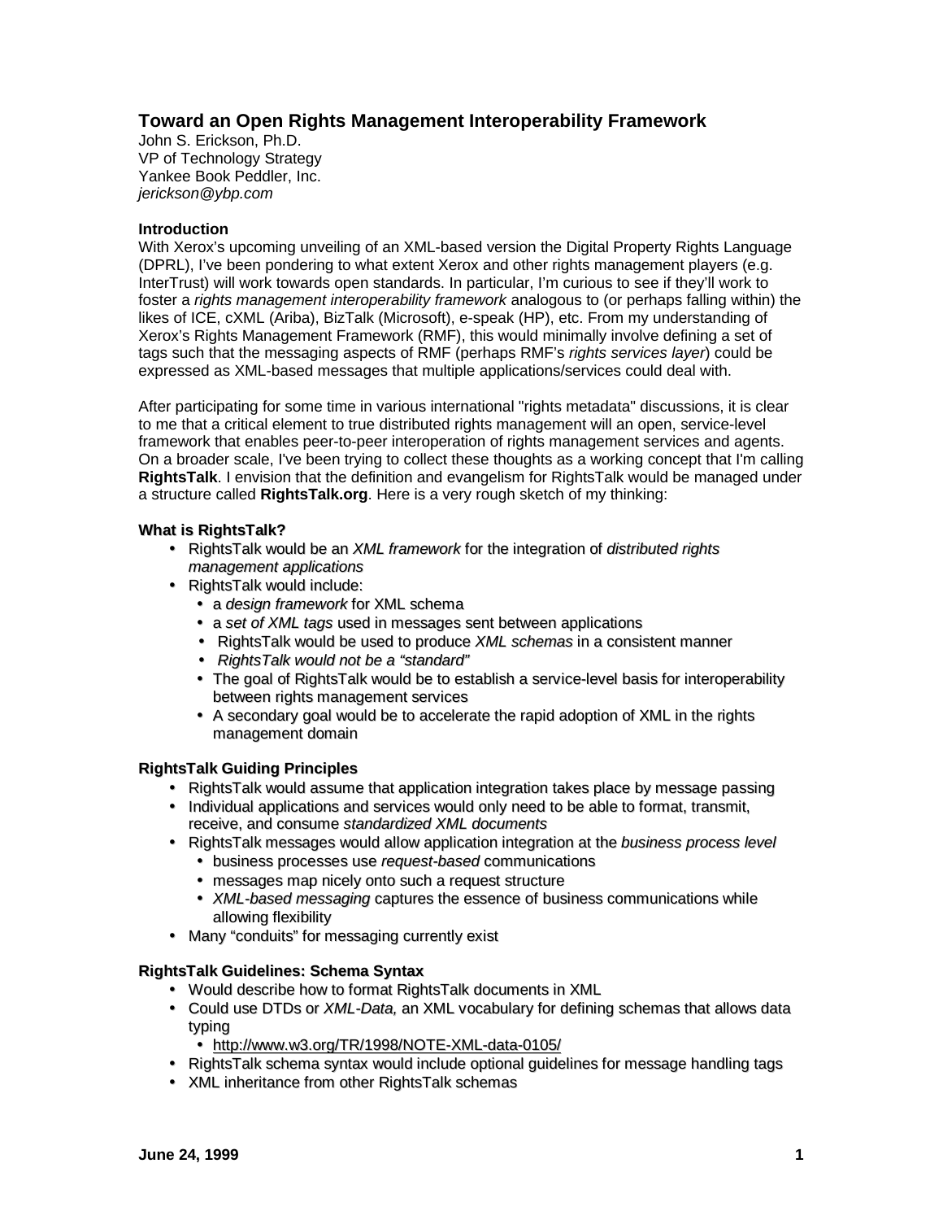# Toward an Open Rights Management Interoperability Framework

John S. Erickson, Ph.D.
VP of Technology Strategy
Yankee Book Peddler, Inc.
*jerickson@ybp.com*

### Introduction

With Xerox's upcoming unveiling of an XML-based version the Digital Property Rights Language (DPRL), I've been pondering to what extent Xerox and other rights management players (e.g. InterTrust) will work towards open standards. In particular, I'm curious to see if they'll work to foster a *rights management interoperability framework* analogous to (or perhaps falling within) the likes of ICE, cXML (Ariba), BizTalk (Microsoft), e-speak (HP), etc. From my understanding of Xerox's Rights Management Framework (RMF), this would minimally involve defining a set of tags such that the messaging aspects of RMF (perhaps RMF's *rights services layer*) could be expressed as XML-based messages that multiple applications/services could deal with.

After participating for some time in various international "rights metadata" discussions, it is clear to me that a critical element to true distributed rights management will an open, service-level framework that enables peer-to-peer interoperation of rights management services and agents. On a broader scale, I've been trying to collect these thoughts as a working concept that I'm calling **RightsTalk**. I envision that the definition and evangelism for RightsTalk would be managed under a structure called **RightsTalk.org**. Here is a very rough sketch of my thinking:

### What is RightsTalk?

- RightsTalk would be an *XML framework* for the integration of *distributed rights management applications*
- RightsTalk would include:
  - a *design framework* for XML schema
  - a *set of XML tags* used in messages sent between applications
  - RightsTalk would be used to produce *XML schemas* in a consistent manner
  - *RightsTalk would not be a "standard"*
  - The goal of RightsTalk would be to establish a service-level basis for interoperability between rights management services
  - A secondary goal would be to accelerate the rapid adoption of XML in the rights management domain

### RightsTalk Guiding Principles

- RightsTalk would assume that application integration takes place by message passing
- Individual applications and services would only need to be able to format, transmit, receive, and consume *standardized XML documents*
- RightsTalk messages would allow application integration at the *business process level*
  - business processes use *request-based* communications
  - messages map nicely onto such a request structure
  - *XML-based messaging* captures the essence of business communications while allowing flexibility
- Many "conduits" for messaging currently exist

### RightsTalk Guidelines: Schema Syntax

- Would describe how to format RightsTalk documents in XML
- Could use DTDs or *XML-Data,* an XML vocabulary for defining schemas that allows data typing
  - http://www.w3.org/TR/1998/NOTE-XML-data-0105/
- RightsTalk schema syntax would include optional guidelines for message handling tags
- XML inheritance from other RightsTalk schemas

**June 24, 1999**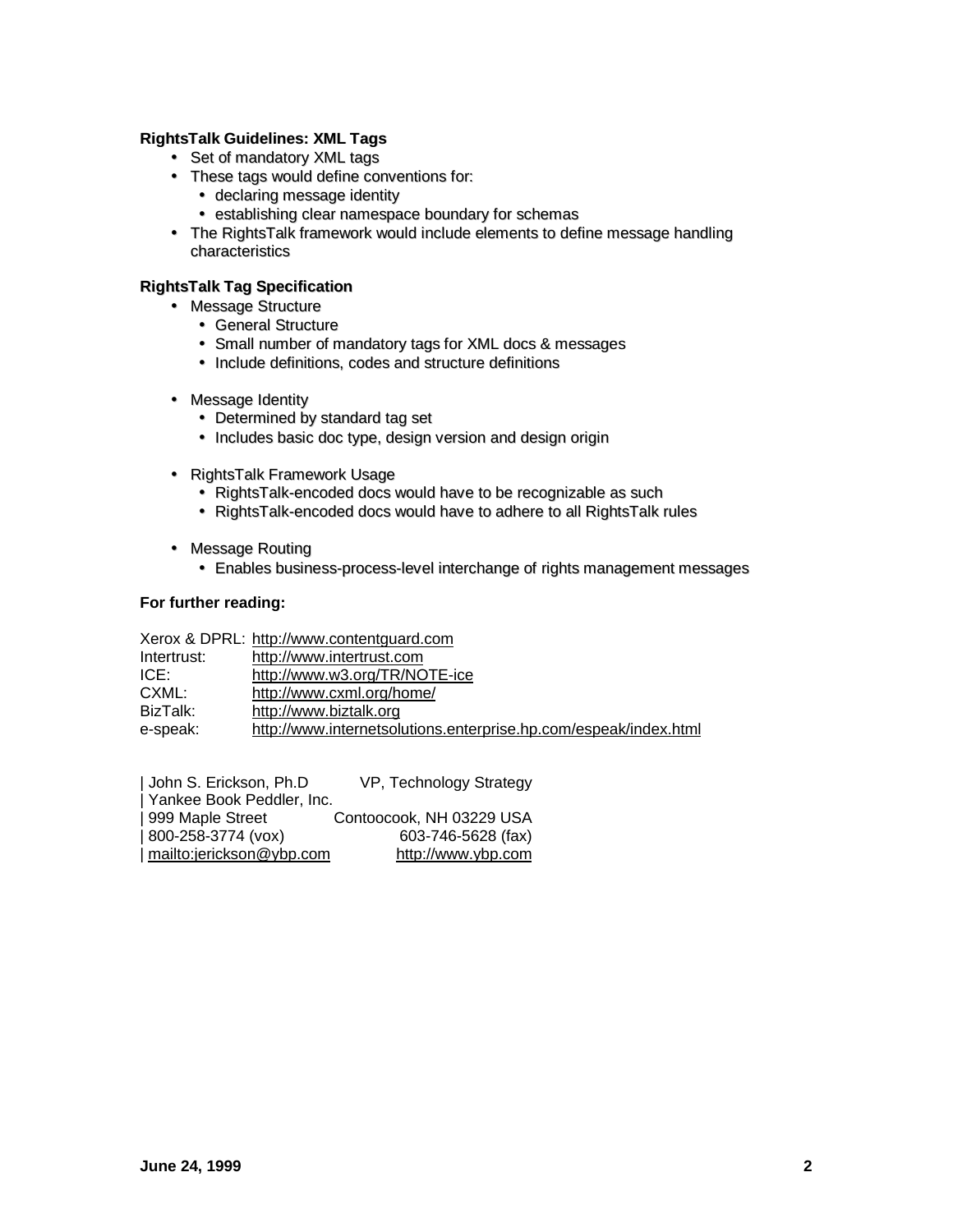**RightsTalk Guidelines: XML Tags**

- Set of mandatory XML tags
- These tags would define conventions for:
  - declaring message identity
  - establishing clear namespace boundary for schemas
- The RightsTalk framework would include elements to define message handling characteristics

**RightsTalk Tag Specification**

- Message Structure
  - General Structure
  - Small number of mandatory tags for XML docs & messages
  - Include definitions, codes and structure definitions

- Message Identity
  - Determined by standard tag set
  - Includes basic doc type, design version and design origin

- RightsTalk Framework Usage
  - RightsTalk-encoded docs would have to be recognizable as such
  - RightsTalk-encoded docs would have to adhere to all RightsTalk rules

- Message Routing
  - Enables business-process-level interchange of rights management messages

**For further reading:**

| | |
|---|---|
| Xerox & DPRL: | http://www.contentguard.com |
| Intertrust: | http://www.intertrust.com |
| ICE: | http://www.w3.org/TR/NOTE-ice |
| CXML: | http://www.cxml.org/home/ |
| BizTalk: | http://www.biztalk.org |
| e-speak: | http://www.internetsolutions.enterprise.hp.com/espeak/index.html |

| John S. Erickson, Ph.D VP, Technology Strategy
| Yankee Book Peddler, Inc.
| 999 Maple Street Contoocook, NH 03229 USA
| 800-258-3774 (vox) 603-746-5628 (fax)
| mailto:jerickson@ybp.com http://www.ybp.com

**June 24, 1999**